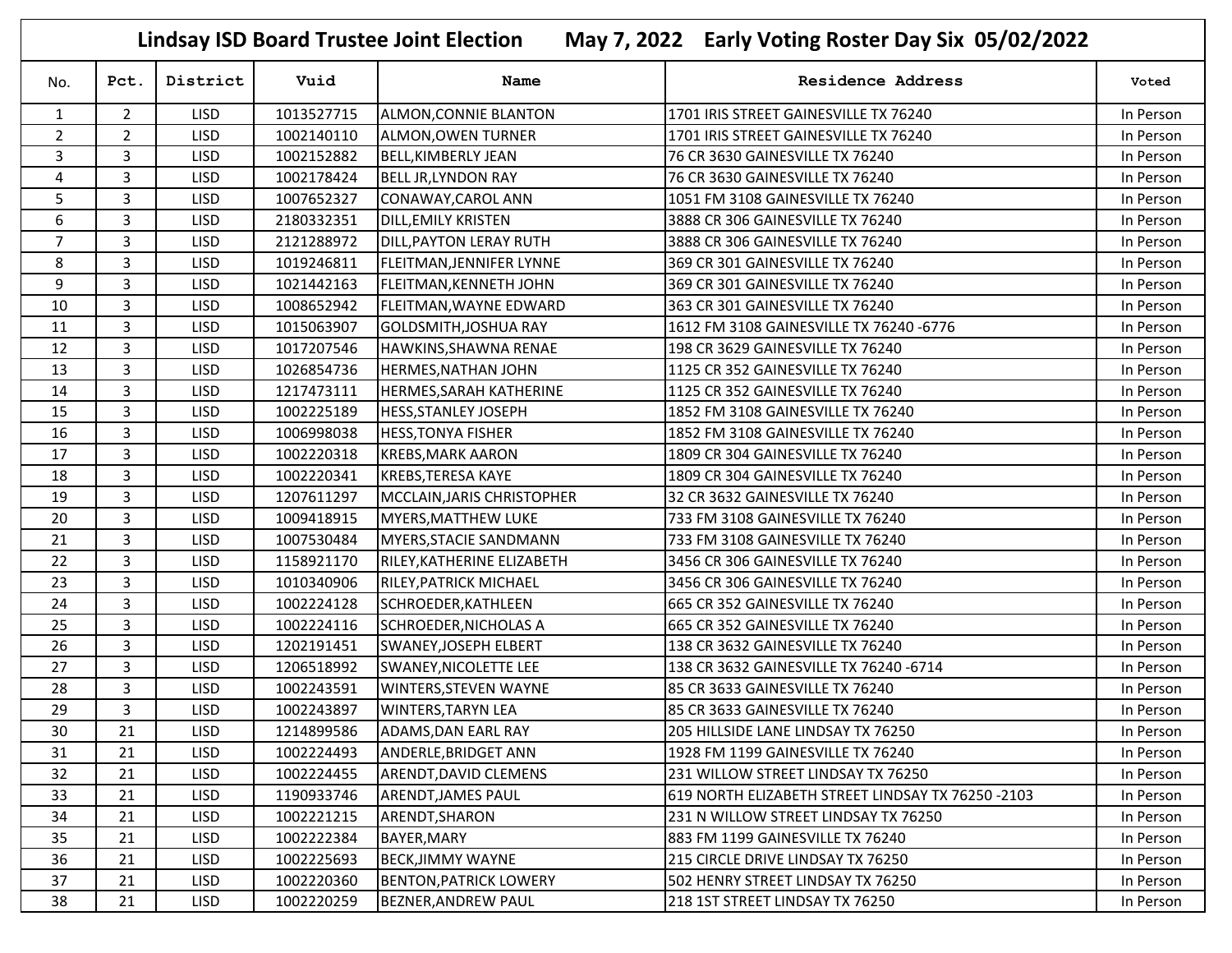# Lindsay ISD Board Trustee Joint Election May 7, 2022 Early Voting Roster Day Six 05/02/2022

| No. | Pct. | District | Vuid | Name | Residence Address | Voted |
|---|---|---|---|---|---|---|
| 1 | 2 | LISD | 1013527715 | ALMON,CONNIE BLANTON | 1701 IRIS STREET GAINESVILLE TX 76240 | In Person |
| 2 | 2 | LISD | 1002140110 | ALMON,OWEN TURNER | 1701 IRIS STREET GAINESVILLE TX 76240 | In Person |
| 3 | 3 | LISD | 1002152882 | BELL,KIMBERLY JEAN | 76 CR 3630 GAINESVILLE TX 76240 | In Person |
| 4 | 3 | LISD | 1002178424 | BELL JR,LYNDON RAY | 76 CR 3630 GAINESVILLE TX 76240 | In Person |
| 5 | 3 | LISD | 1007652327 | CONAWAY,CAROL ANN | 1051 FM 3108 GAINESVILLE TX 76240 | In Person |
| 6 | 3 | LISD | 2180332351 | DILL,EMILY KRISTEN | 3888 CR 306 GAINESVILLE TX 76240 | In Person |
| 7 | 3 | LISD | 2121288972 | DILL,PAYTON LERAY RUTH | 3888 CR 306 GAINESVILLE TX 76240 | In Person |
| 8 | 3 | LISD | 1019246811 | FLEITMAN,JENNIFER LYNNE | 369 CR 301 GAINESVILLE TX 76240 | In Person |
| 9 | 3 | LISD | 1021442163 | FLEITMAN,KENNETH JOHN | 369 CR 301 GAINESVILLE TX 76240 | In Person |
| 10 | 3 | LISD | 1008652942 | FLEITMAN,WAYNE EDWARD | 363 CR 301 GAINESVILLE TX 76240 | In Person |
| 11 | 3 | LISD | 1015063907 | GOLDSMITH,JOSHUA RAY | 1612 FM 3108 GAINESVILLE TX 76240 -6776 | In Person |
| 12 | 3 | LISD | 1017207546 | HAWKINS,SHAWNA RENAE | 198 CR 3629 GAINESVILLE TX 76240 | In Person |
| 13 | 3 | LISD | 1026854736 | HERMES,NATHAN JOHN | 1125 CR 352 GAINESVILLE TX 76240 | In Person |
| 14 | 3 | LISD | 1217473111 | HERMES,SARAH KATHERINE | 1125 CR 352 GAINESVILLE TX 76240 | In Person |
| 15 | 3 | LISD | 1002225189 | HESS,STANLEY JOSEPH | 1852 FM 3108 GAINESVILLE TX 76240 | In Person |
| 16 | 3 | LISD | 1006998038 | HESS,TONYA FISHER | 1852 FM 3108 GAINESVILLE TX 76240 | In Person |
| 17 | 3 | LISD | 1002220318 | KREBS,MARK AARON | 1809 CR 304 GAINESVILLE TX 76240 | In Person |
| 18 | 3 | LISD | 1002220341 | KREBS,TERESA KAYE | 1809 CR 304 GAINESVILLE TX 76240 | In Person |
| 19 | 3 | LISD | 1207611297 | MCCLAIN,JARIS CHRISTOPHER | 32 CR 3632 GAINESVILLE TX 76240 | In Person |
| 20 | 3 | LISD | 1009418915 | MYERS,MATTHEW LUKE | 733 FM 3108 GAINESVILLE TX 76240 | In Person |
| 21 | 3 | LISD | 1007530484 | MYERS,STACIE SANDMANN | 733 FM 3108 GAINESVILLE TX 76240 | In Person |
| 22 | 3 | LISD | 1158921170 | RILEY,KATHERINE ELIZABETH | 3456 CR 306 GAINESVILLE TX 76240 | In Person |
| 23 | 3 | LISD | 1010340906 | RILEY,PATRICK MICHAEL | 3456 CR 306 GAINESVILLE TX 76240 | In Person |
| 24 | 3 | LISD | 1002224128 | SCHROEDER,KATHLEEN | 665 CR 352 GAINESVILLE TX 76240 | In Person |
| 25 | 3 | LISD | 1002224116 | SCHROEDER,NICHOLAS A | 665 CR 352 GAINESVILLE TX 76240 | In Person |
| 26 | 3 | LISD | 1202191451 | SWANEY,JOSEPH ELBERT | 138 CR 3632 GAINESVILLE TX 76240 | In Person |
| 27 | 3 | LISD | 1206518992 | SWANEY,NICOLETTE LEE | 138 CR 3632 GAINESVILLE TX 76240 -6714 | In Person |
| 28 | 3 | LISD | 1002243591 | WINTERS,STEVEN WAYNE | 85 CR 3633 GAINESVILLE TX 76240 | In Person |
| 29 | 3 | LISD | 1002243897 | WINTERS,TARYN LEA | 85 CR 3633 GAINESVILLE TX 76240 | In Person |
| 30 | 21 | LISD | 1214899586 | ADAMS,DAN EARL RAY | 205 HILLSIDE LANE LINDSAY TX 76250 | In Person |
| 31 | 21 | LISD | 1002224493 | ANDERLE,BRIDGET ANN | 1928 FM 1199 GAINESVILLE TX 76240 | In Person |
| 32 | 21 | LISD | 1002224455 | ARENDT,DAVID CLEMENS | 231 WILLOW STREET LINDSAY TX 76250 | In Person |
| 33 | 21 | LISD | 1190933746 | ARENDT,JAMES PAUL | 619 NORTH ELIZABETH STREET LINDSAY TX 76250 -2103 | In Person |
| 34 | 21 | LISD | 1002221215 | ARENDT,SHARON | 231 N WILLOW STREET LINDSAY TX 76250 | In Person |
| 35 | 21 | LISD | 1002222384 | BAYER,MARY | 883 FM 1199 GAINESVILLE TX 76240 | In Person |
| 36 | 21 | LISD | 1002225693 | BECK,JIMMY WAYNE | 215 CIRCLE DRIVE LINDSAY TX 76250 | In Person |
| 37 | 21 | LISD | 1002220360 | BENTON,PATRICK LOWERY | 502 HENRY STREET LINDSAY TX 76250 | In Person |
| 38 | 21 | LISD | 1002220259 | BEZNER,ANDREW PAUL | 218 1ST STREET LINDSAY TX 76250 | In Person |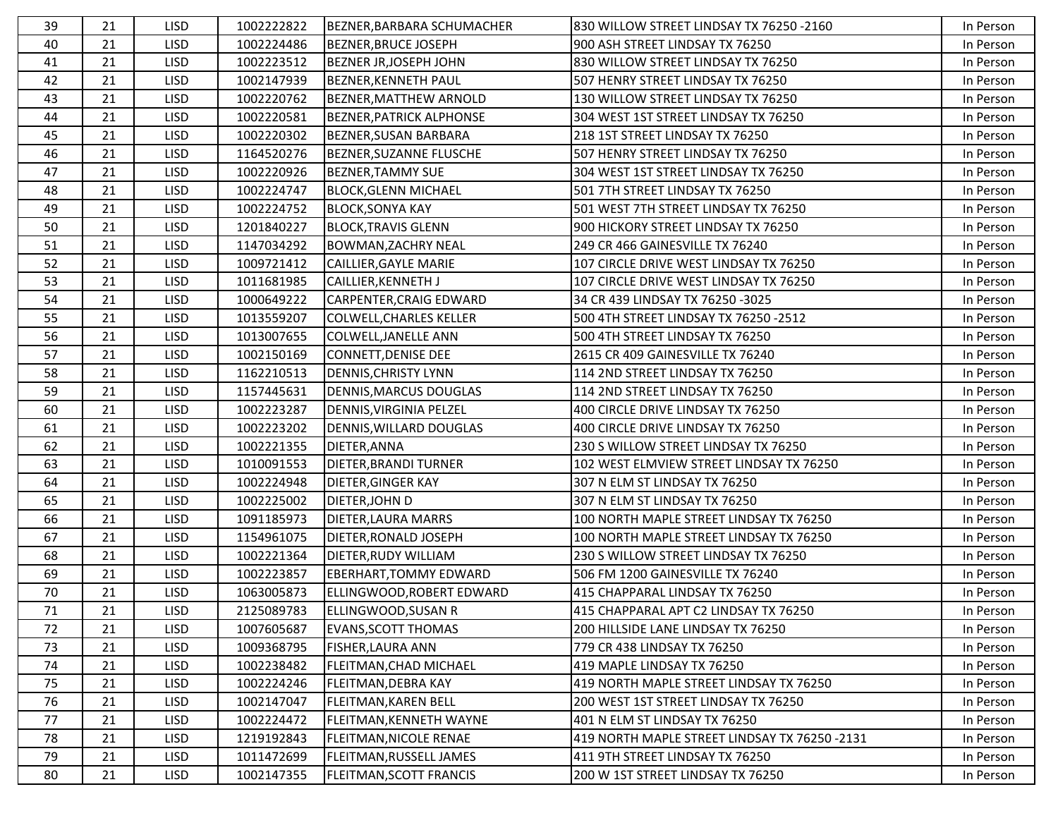| 39 | 21 | LISD | 1002222822 | BEZNER,BARBARA SCHUMACHER | 830 WILLOW STREET LINDSAY TX 76250 -2160 | In Person |
|---|---|---|---|---|---|---|
| 40 | 21 | LISD | 1002224486 | BEZNER,BRUCE JOSEPH | 900 ASH STREET LINDSAY TX 76250 | In Person |
| 41 | 21 | LISD | 1002223512 | BEZNER JR,JOSEPH JOHN | 830 WILLOW STREET LINDSAY TX 76250 | In Person |
| 42 | 21 | LISD | 1002147939 | BEZNER,KENNETH PAUL | 507 HENRY STREET LINDSAY TX 76250 | In Person |
| 43 | 21 | LISD | 1002220762 | BEZNER,MATTHEW ARNOLD | 130 WILLOW STREET LINDSAY TX 76250 | In Person |
| 44 | 21 | LISD | 1002220581 | BEZNER,PATRICK ALPHONSE | 304 WEST 1ST STREET LINDSAY TX 76250 | In Person |
| 45 | 21 | LISD | 1002220302 | BEZNER,SUSAN BARBARA | 218 1ST STREET LINDSAY TX 76250 | In Person |
| 46 | 21 | LISD | 1164520276 | BEZNER,SUZANNE FLUSCHE | 507 HENRY STREET LINDSAY TX 76250 | In Person |
| 47 | 21 | LISD | 1002220926 | BEZNER,TAMMY SUE | 304 WEST 1ST STREET LINDSAY TX 76250 | In Person |
| 48 | 21 | LISD | 1002224747 | BLOCK,GLENN MICHAEL | 501 7TH STREET LINDSAY TX 76250 | In Person |
| 49 | 21 | LISD | 1002224752 | BLOCK,SONYA KAY | 501 WEST 7TH STREET LINDSAY TX 76250 | In Person |
| 50 | 21 | LISD | 1201840227 | BLOCK,TRAVIS GLENN | 900 HICKORY STREET LINDSAY TX 76250 | In Person |
| 51 | 21 | LISD | 1147034292 | BOWMAN,ZACHRY NEAL | 249 CR 466 GAINESVILLE TX 76240 | In Person |
| 52 | 21 | LISD | 1009721412 | CAILLIER,GAYLE MARIE | 107 CIRCLE DRIVE WEST LINDSAY TX 76250 | In Person |
| 53 | 21 | LISD | 1011681985 | CAILLIER,KENNETH J | 107 CIRCLE DRIVE WEST LINDSAY TX 76250 | In Person |
| 54 | 21 | LISD | 1000649222 | CARPENTER,CRAIG EDWARD | 34 CR 439 LINDSAY TX 76250 -3025 | In Person |
| 55 | 21 | LISD | 1013559207 | COLWELL,CHARLES KELLER | 500 4TH STREET LINDSAY TX 76250 -2512 | In Person |
| 56 | 21 | LISD | 1013007655 | COLWELL,JANELLE ANN | 500 4TH STREET LINDSAY TX 76250 | In Person |
| 57 | 21 | LISD | 1002150169 | CONNETT,DENISE DEE | 2615 CR 409 GAINESVILLE TX 76240 | In Person |
| 58 | 21 | LISD | 1162210513 | DENNIS,CHRISTY LYNN | 114 2ND STREET LINDSAY TX 76250 | In Person |
| 59 | 21 | LISD | 1157445631 | DENNIS,MARCUS DOUGLAS | 114 2ND STREET LINDSAY TX 76250 | In Person |
| 60 | 21 | LISD | 1002223287 | DENNIS,VIRGINIA PELZEL | 400 CIRCLE DRIVE LINDSAY TX 76250 | In Person |
| 61 | 21 | LISD | 1002223202 | DENNIS,WILLARD DOUGLAS | 400 CIRCLE DRIVE LINDSAY TX 76250 | In Person |
| 62 | 21 | LISD | 1002221355 | DIETER,ANNA | 230 S WILLOW STREET LINDSAY TX 76250 | In Person |
| 63 | 21 | LISD | 1010091553 | DIETER,BRANDI TURNER | 102 WEST ELMVIEW STREET LINDSAY TX 76250 | In Person |
| 64 | 21 | LISD | 1002224948 | DIETER,GINGER KAY | 307 N ELM ST LINDSAY TX 76250 | In Person |
| 65 | 21 | LISD | 1002225002 | DIETER,JOHN D | 307 N ELM ST LINDSAY TX 76250 | In Person |
| 66 | 21 | LISD | 1091185973 | DIETER,LAURA MARRS | 100 NORTH MAPLE STREET LINDSAY TX 76250 | In Person |
| 67 | 21 | LISD | 1154961075 | DIETER,RONALD JOSEPH | 100 NORTH MAPLE STREET LINDSAY TX 76250 | In Person |
| 68 | 21 | LISD | 1002221364 | DIETER,RUDY WILLIAM | 230 S WILLOW STREET LINDSAY TX 76250 | In Person |
| 69 | 21 | LISD | 1002223857 | EBERHART,TOMMY EDWARD | 506 FM 1200 GAINESVILLE TX 76240 | In Person |
| 70 | 21 | LISD | 1063005873 | ELLINGWOOD,ROBERT EDWARD | 415 CHAPPARAL LINDSAY TX 76250 | In Person |
| 71 | 21 | LISD | 2125089783 | ELLINGWOOD,SUSAN R | 415 CHAPPARAL APT C2 LINDSAY TX 76250 | In Person |
| 72 | 21 | LISD | 1007605687 | EVANS,SCOTT THOMAS | 200 HILLSIDE LANE LINDSAY TX 76250 | In Person |
| 73 | 21 | LISD | 1009368795 | FISHER,LAURA ANN | 779 CR 438 LINDSAY TX 76250 | In Person |
| 74 | 21 | LISD | 1002238482 | FLEITMAN,CHAD MICHAEL | 419 MAPLE LINDSAY TX 76250 | In Person |
| 75 | 21 | LISD | 1002224246 | FLEITMAN,DEBRA KAY | 419 NORTH MAPLE STREET LINDSAY TX 76250 | In Person |
| 76 | 21 | LISD | 1002147047 | FLEITMAN,KAREN BELL | 200 WEST 1ST STREET LINDSAY TX 76250 | In Person |
| 77 | 21 | LISD | 1002224472 | FLEITMAN,KENNETH WAYNE | 401 N ELM ST LINDSAY TX 76250 | In Person |
| 78 | 21 | LISD | 1219192843 | FLEITMAN,NICOLE RENAE | 419 NORTH MAPLE STREET LINDSAY TX 76250 -2131 | In Person |
| 79 | 21 | LISD | 1011472699 | FLEITMAN,RUSSELL JAMES | 411 9TH STREET LINDSAY TX 76250 | In Person |
| 80 | 21 | LISD | 1002147355 | FLEITMAN,SCOTT FRANCIS | 200 W 1ST STREET LINDSAY TX 76250 | In Person |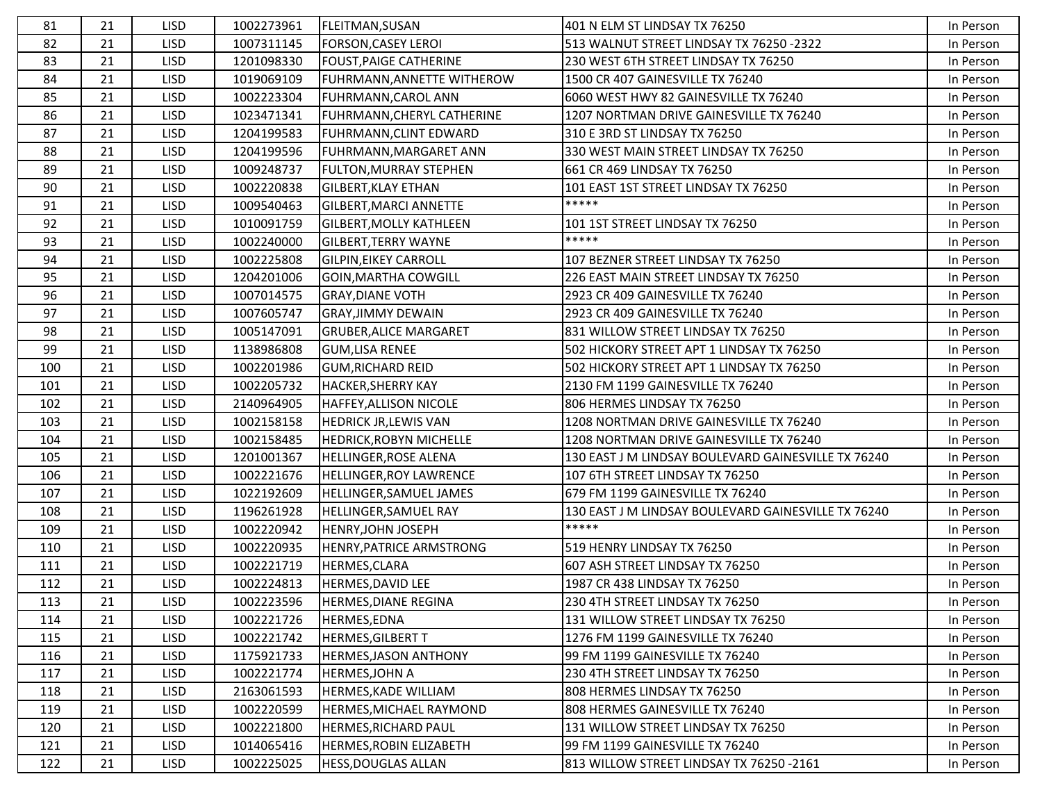| | | | | | | |
|---|---|---|---|---|---|---|
| 81 | 21 | LISD | 1002273961 | FLEITMAN,SUSAN | 401 N ELM ST LINDSAY TX 76250 | In Person |
| 82 | 21 | LISD | 1007311145 | FORSON,CASEY LEROI | 513 WALNUT STREET LINDSAY TX 76250 -2322 | In Person |
| 83 | 21 | LISD | 1201098330 | FOUST,PAIGE CATHERINE | 230 WEST 6TH STREET LINDSAY TX 76250 | In Person |
| 84 | 21 | LISD | 1019069109 | FUHRMANN,ANNETTE WITHEROW | 1500 CR 407 GAINESVILLE TX 76240 | In Person |
| 85 | 21 | LISD | 1002223304 | FUHRMANN,CAROL ANN | 6060 WEST HWY 82 GAINESVILLE TX 76240 | In Person |
| 86 | 21 | LISD | 1023471341 | FUHRMANN,CHERYL CATHERINE | 1207 NORTMAN DRIVE GAINESVILLE TX 76240 | In Person |
| 87 | 21 | LISD | 1204199583 | FUHRMANN,CLINT EDWARD | 310 E 3RD ST LINDSAY TX 76250 | In Person |
| 88 | 21 | LISD | 1204199596 | FUHRMANN,MARGARET ANN | 330 WEST MAIN STREET LINDSAY TX 76250 | In Person |
| 89 | 21 | LISD | 1009248737 | FULTON,MURRAY STEPHEN | 661 CR 469 LINDSAY TX 76250 | In Person |
| 90 | 21 | LISD | 1002220838 | GILBERT,KLAY ETHAN | 101 EAST 1ST STREET LINDSAY TX 76250 | In Person |
| 91 | 21 | LISD | 1009540463 | GILBERT,MARCI ANNETTE | ***** | In Person |
| 92 | 21 | LISD | 1010091759 | GILBERT,MOLLY KATHLEEN | 101 1ST STREET LINDSAY TX 76250 | In Person |
| 93 | 21 | LISD | 1002240000 | GILBERT,TERRY WAYNE | ***** | In Person |
| 94 | 21 | LISD | 1002225808 | GILPIN,EIKEY CARROLL | 107 BEZNER STREET LINDSAY TX 76250 | In Person |
| 95 | 21 | LISD | 1204201006 | GOIN,MARTHA COWGILL | 226 EAST MAIN STREET LINDSAY TX 76250 | In Person |
| 96 | 21 | LISD | 1007014575 | GRAY,DIANE VOTH | 2923 CR 409 GAINESVILLE TX 76240 | In Person |
| 97 | 21 | LISD | 1007605747 | GRAY,JIMMY DEWAIN | 2923 CR 409 GAINESVILLE TX 76240 | In Person |
| 98 | 21 | LISD | 1005147091 | GRUBER,ALICE MARGARET | 831 WILLOW STREET LINDSAY TX 76250 | In Person |
| 99 | 21 | LISD | 1138986808 | GUM,LISA RENEE | 502 HICKORY STREET APT 1 LINDSAY TX 76250 | In Person |
| 100 | 21 | LISD | 1002201986 | GUM,RICHARD REID | 502 HICKORY STREET APT 1 LINDSAY TX 76250 | In Person |
| 101 | 21 | LISD | 1002205732 | HACKER,SHERRY KAY | 2130 FM 1199 GAINESVILLE TX 76240 | In Person |
| 102 | 21 | LISD | 2140964905 | HAFFEY,ALLISON NICOLE | 806 HERMES LINDSAY TX 76250 | In Person |
| 103 | 21 | LISD | 1002158158 | HEDRICK JR,LEWIS VAN | 1208 NORTMAN DRIVE GAINESVILLE TX 76240 | In Person |
| 104 | 21 | LISD | 1002158485 | HEDRICK,ROBYN MICHELLE | 1208 NORTMAN DRIVE GAINESVILLE TX 76240 | In Person |
| 105 | 21 | LISD | 1201001367 | HELLINGER,ROSE ALENA | 130 EAST J M LINDSAY BOULEVARD GAINESVILLE TX 76240 | In Person |
| 106 | 21 | LISD | 1002221676 | HELLINGER,ROY LAWRENCE | 107 6TH STREET LINDSAY TX 76250 | In Person |
| 107 | 21 | LISD | 1022192609 | HELLINGER,SAMUEL JAMES | 679 FM 1199 GAINESVILLE TX 76240 | In Person |
| 108 | 21 | LISD | 1196261928 | HELLINGER,SAMUEL RAY | 130 EAST J M LINDSAY BOULEVARD GAINESVILLE TX 76240 | In Person |
| 109 | 21 | LISD | 1002220942 | HENRY,JOHN JOSEPH | ***** | In Person |
| 110 | 21 | LISD | 1002220935 | HENRY,PATRICE ARMSTRONG | 519 HENRY LINDSAY TX 76250 | In Person |
| 111 | 21 | LISD | 1002221719 | HERMES,CLARA | 607 ASH STREET LINDSAY TX 76250 | In Person |
| 112 | 21 | LISD | 1002224813 | HERMES,DAVID LEE | 1987 CR 438 LINDSAY TX 76250 | In Person |
| 113 | 21 | LISD | 1002223596 | HERMES,DIANE REGINA | 230 4TH STREET LINDSAY TX 76250 | In Person |
| 114 | 21 | LISD | 1002221726 | HERMES,EDNA | 131 WILLOW STREET LINDSAY TX 76250 | In Person |
| 115 | 21 | LISD | 1002221742 | HERMES,GILBERT T | 1276 FM 1199 GAINESVILLE TX 76240 | In Person |
| 116 | 21 | LISD | 1175921733 | HERMES,JASON ANTHONY | 99 FM 1199 GAINESVILLE TX 76240 | In Person |
| 117 | 21 | LISD | 1002221774 | HERMES,JOHN A | 230 4TH STREET LINDSAY TX 76250 | In Person |
| 118 | 21 | LISD | 2163061593 | HERMES,KADE WILLIAM | 808 HERMES LINDSAY TX 76250 | In Person |
| 119 | 21 | LISD | 1002220599 | HERMES,MICHAEL RAYMOND | 808 HERMES GAINESVILLE TX 76240 | In Person |
| 120 | 21 | LISD | 1002221800 | HERMES,RICHARD PAUL | 131 WILLOW STREET LINDSAY TX 76250 | In Person |
| 121 | 21 | LISD | 1014065416 | HERMES,ROBIN ELIZABETH | 99 FM 1199 GAINESVILLE TX 76240 | In Person |
| 122 | 21 | LISD | 1002225025 | HESS,DOUGLAS ALLAN | 813 WILLOW STREET LINDSAY TX 76250 -2161 | In Person |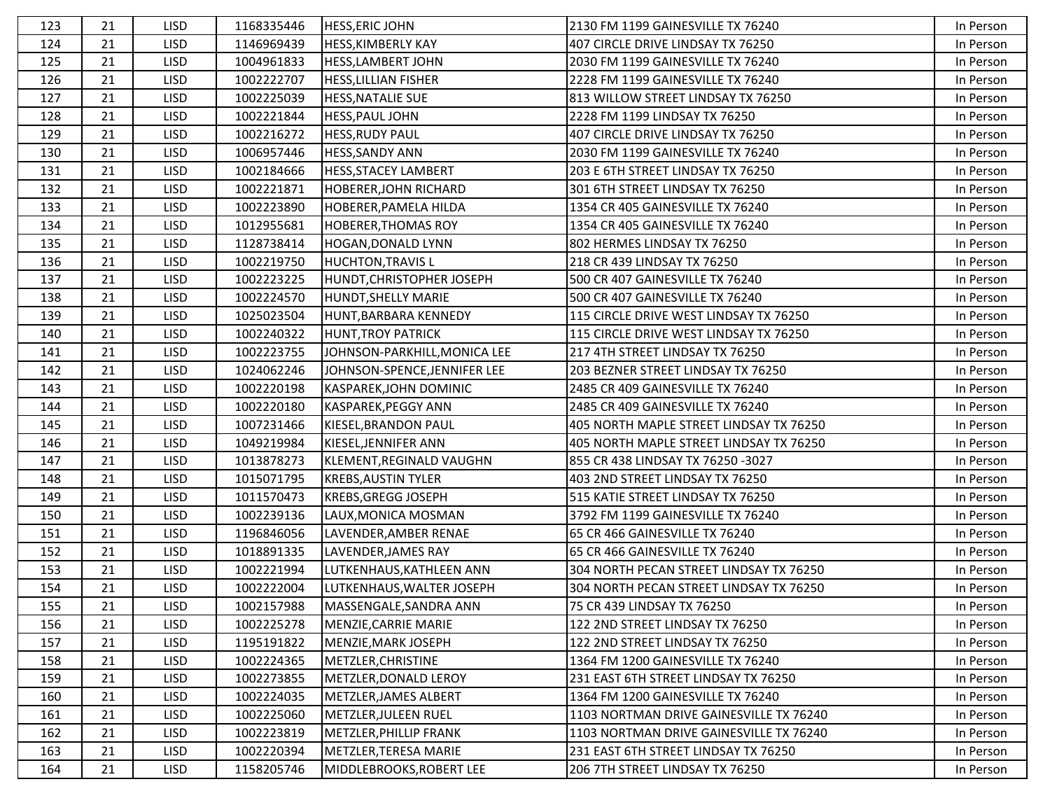| | | | | | | |
|---|---|---|---|---|---|---|
| 123 | 21 | LISD | 1168335446 | HESS,ERIC JOHN | 2130 FM 1199 GAINESVILLE TX 76240 | In Person |
| 124 | 21 | LISD | 1146969439 | HESS,KIMBERLY KAY | 407 CIRCLE DRIVE LINDSAY TX 76250 | In Person |
| 125 | 21 | LISD | 1004961833 | HESS,LAMBERT JOHN | 2030 FM 1199 GAINESVILLE TX 76240 | In Person |
| 126 | 21 | LISD | 1002222707 | HESS,LILLIAN FISHER | 2228 FM 1199 GAINESVILLE TX 76240 | In Person |
| 127 | 21 | LISD | 1002225039 | HESS,NATALIE SUE | 813 WILLOW STREET LINDSAY TX 76250 | In Person |
| 128 | 21 | LISD | 1002221844 | HESS,PAUL JOHN | 2228 FM 1199 LINDSAY TX 76250 | In Person |
| 129 | 21 | LISD | 1002216272 | HESS,RUDY PAUL | 407 CIRCLE DRIVE LINDSAY TX 76250 | In Person |
| 130 | 21 | LISD | 1006957446 | HESS,SANDY ANN | 2030 FM 1199 GAINESVILLE TX 76240 | In Person |
| 131 | 21 | LISD | 1002184666 | HESS,STACEY LAMBERT | 203 E 6TH STREET LINDSAY TX 76250 | In Person |
| 132 | 21 | LISD | 1002221871 | HOBERER,JOHN RICHARD | 301 6TH STREET LINDSAY TX 76250 | In Person |
| 133 | 21 | LISD | 1002223890 | HOBERER,PAMELA HILDA | 1354 CR 405 GAINESVILLE TX 76240 | In Person |
| 134 | 21 | LISD | 1012955681 | HOBERER,THOMAS ROY | 1354 CR 405 GAINESVILLE TX 76240 | In Person |
| 135 | 21 | LISD | 1128738414 | HOGAN,DONALD LYNN | 802 HERMES LINDSAY TX 76250 | In Person |
| 136 | 21 | LISD | 1002219750 | HUCHTON,TRAVIS L | 218 CR 439 LINDSAY TX 76250 | In Person |
| 137 | 21 | LISD | 1002223225 | HUNDT,CHRISTOPHER JOSEPH | 500 CR 407 GAINESVILLE TX 76240 | In Person |
| 138 | 21 | LISD | 1002224570 | HUNDT,SHELLY MARIE | 500 CR 407 GAINESVILLE TX 76240 | In Person |
| 139 | 21 | LISD | 1025023504 | HUNT,BARBARA KENNEDY | 115 CIRCLE DRIVE WEST LINDSAY TX 76250 | In Person |
| 140 | 21 | LISD | 1002240322 | HUNT,TROY PATRICK | 115 CIRCLE DRIVE WEST LINDSAY TX 76250 | In Person |
| 141 | 21 | LISD | 1002223755 | JOHNSON-PARKHILL,MONICA LEE | 217 4TH STREET LINDSAY TX 76250 | In Person |
| 142 | 21 | LISD | 1024062246 | JOHNSON-SPENCE,JENNIFER LEE | 203 BEZNER STREET LINDSAY TX 76250 | In Person |
| 143 | 21 | LISD | 1002220198 | KASPAREK,JOHN DOMINIC | 2485 CR 409 GAINESVILLE TX 76240 | In Person |
| 144 | 21 | LISD | 1002220180 | KASPAREK,PEGGY ANN | 2485 CR 409 GAINESVILLE TX 76240 | In Person |
| 145 | 21 | LISD | 1007231466 | KIESEL,BRANDON PAUL | 405 NORTH MAPLE STREET LINDSAY TX 76250 | In Person |
| 146 | 21 | LISD | 1049219984 | KIESEL,JENNIFER ANN | 405 NORTH MAPLE STREET LINDSAY TX 76250 | In Person |
| 147 | 21 | LISD | 1013878273 | KLEMENT,REGINALD VAUGHN | 855 CR 438 LINDSAY TX 76250 -3027 | In Person |
| 148 | 21 | LISD | 1015071795 | KREBS,AUSTIN TYLER | 403 2ND STREET LINDSAY TX 76250 | In Person |
| 149 | 21 | LISD | 1011570473 | KREBS,GREGG JOSEPH | 515 KATIE STREET LINDSAY TX 76250 | In Person |
| 150 | 21 | LISD | 1002239136 | LAUX,MONICA MOSMAN | 3792 FM 1199 GAINESVILLE TX 76240 | In Person |
| 151 | 21 | LISD | 1196846056 | LAVENDER,AMBER RENAE | 65 CR 466 GAINESVILLE TX 76240 | In Person |
| 152 | 21 | LISD | 1018891335 | LAVENDER,JAMES RAY | 65 CR 466 GAINESVILLE TX 76240 | In Person |
| 153 | 21 | LISD | 1002221994 | LUTKENHAUS,KATHLEEN ANN | 304 NORTH PECAN STREET LINDSAY TX 76250 | In Person |
| 154 | 21 | LISD | 1002222004 | LUTKENHAUS,WALTER JOSEPH | 304 NORTH PECAN STREET LINDSAY TX 76250 | In Person |
| 155 | 21 | LISD | 1002157988 | MASSENGALE,SANDRA ANN | 75 CR 439 LINDSAY TX 76250 | In Person |
| 156 | 21 | LISD | 1002225278 | MENZIE,CARRIE MARIE | 122 2ND STREET LINDSAY TX 76250 | In Person |
| 157 | 21 | LISD | 1195191822 | MENZIE,MARK JOSEPH | 122 2ND STREET LINDSAY TX 76250 | In Person |
| 158 | 21 | LISD | 1002224365 | METZLER,CHRISTINE | 1364 FM 1200 GAINESVILLE TX 76240 | In Person |
| 159 | 21 | LISD | 1002273855 | METZLER,DONALD LEROY | 231 EAST 6TH STREET LINDSAY TX 76250 | In Person |
| 160 | 21 | LISD | 1002224035 | METZLER,JAMES ALBERT | 1364 FM 1200 GAINESVILLE TX 76240 | In Person |
| 161 | 21 | LISD | 1002225060 | METZLER,JULEEN RUEL | 1103 NORTMAN DRIVE GAINESVILLE TX 76240 | In Person |
| 162 | 21 | LISD | 1002223819 | METZLER,PHILLIP FRANK | 1103 NORTMAN DRIVE GAINESVILLE TX 76240 | In Person |
| 163 | 21 | LISD | 1002220394 | METZLER,TERESA MARIE | 231 EAST 6TH STREET LINDSAY TX 76250 | In Person |
| 164 | 21 | LISD | 1158205746 | MIDDLEBROOKS,ROBERT LEE | 206 7TH STREET LINDSAY TX 76250 | In Person |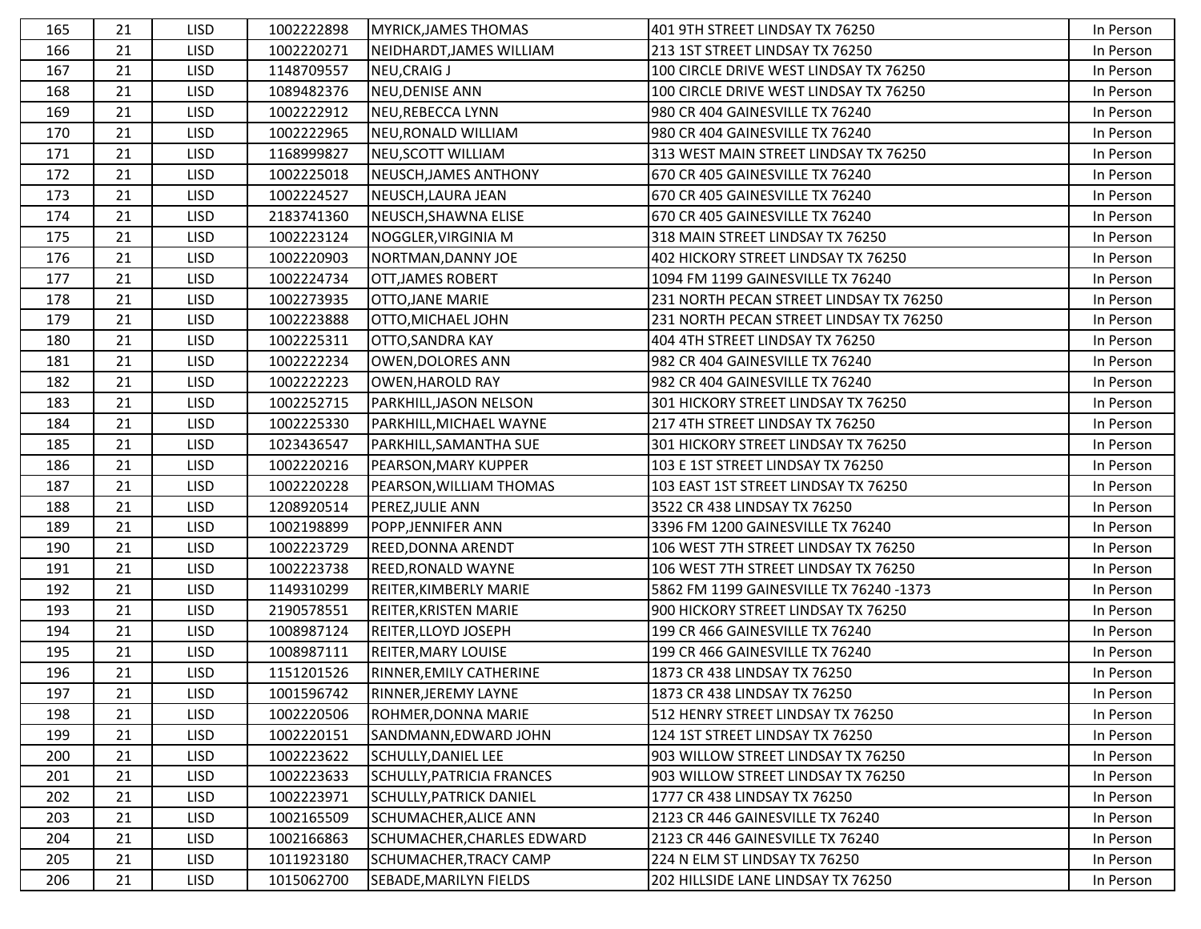| | | | | | | |
|---|---|---|---|---|---|---|
| 165 | 21 | LISD | 1002222898 | MYRICK,JAMES THOMAS | 401 9TH STREET LINDSAY TX 76250 | In Person |
| 166 | 21 | LISD | 1002220271 | NEIDHARDT,JAMES WILLIAM | 213 1ST STREET LINDSAY TX 76250 | In Person |
| 167 | 21 | LISD | 1148709557 | NEU,CRAIG J | 100 CIRCLE DRIVE WEST LINDSAY TX 76250 | In Person |
| 168 | 21 | LISD | 1089482376 | NEU,DENISE ANN | 100 CIRCLE DRIVE WEST LINDSAY TX 76250 | In Person |
| 169 | 21 | LISD | 1002222912 | NEU,REBECCA LYNN | 980 CR 404 GAINESVILLE TX 76240 | In Person |
| 170 | 21 | LISD | 1002222965 | NEU,RONALD WILLIAM | 980 CR 404 GAINESVILLE TX 76240 | In Person |
| 171 | 21 | LISD | 1168999827 | NEU,SCOTT WILLIAM | 313 WEST MAIN STREET LINDSAY TX 76250 | In Person |
| 172 | 21 | LISD | 1002225018 | NEUSCH,JAMES ANTHONY | 670 CR 405 GAINESVILLE TX 76240 | In Person |
| 173 | 21 | LISD | 1002224527 | NEUSCH,LAURA JEAN | 670 CR 405 GAINESVILLE TX 76240 | In Person |
| 174 | 21 | LISD | 2183741360 | NEUSCH,SHAWNA ELISE | 670 CR 405 GAINESVILLE TX 76240 | In Person |
| 175 | 21 | LISD | 1002223124 | NOGGLER,VIRGINIA M | 318 MAIN STREET LINDSAY TX 76250 | In Person |
| 176 | 21 | LISD | 1002220903 | NORTMAN,DANNY JOE | 402 HICKORY STREET LINDSAY TX 76250 | In Person |
| 177 | 21 | LISD | 1002224734 | OTT,JAMES ROBERT | 1094 FM 1199 GAINESVILLE TX 76240 | In Person |
| 178 | 21 | LISD | 1002273935 | OTTO,JANE MARIE | 231 NORTH PECAN STREET LINDSAY TX 76250 | In Person |
| 179 | 21 | LISD | 1002223888 | OTTO,MICHAEL JOHN | 231 NORTH PECAN STREET LINDSAY TX 76250 | In Person |
| 180 | 21 | LISD | 1002225311 | OTTO,SANDRA KAY | 404 4TH STREET LINDSAY TX 76250 | In Person |
| 181 | 21 | LISD | 1002222234 | OWEN,DOLORES ANN | 982 CR 404 GAINESVILLE TX 76240 | In Person |
| 182 | 21 | LISD | 1002222223 | OWEN,HAROLD RAY | 982 CR 404 GAINESVILLE TX 76240 | In Person |
| 183 | 21 | LISD | 1002252715 | PARKHILL,JASON NELSON | 301 HICKORY STREET LINDSAY TX 76250 | In Person |
| 184 | 21 | LISD | 1002225330 | PARKHILL,MICHAEL WAYNE | 217 4TH STREET LINDSAY TX 76250 | In Person |
| 185 | 21 | LISD | 1023436547 | PARKHILL,SAMANTHA SUE | 301 HICKORY STREET LINDSAY TX 76250 | In Person |
| 186 | 21 | LISD | 1002220216 | PEARSON,MARY KUPPER | 103 E 1ST STREET LINDSAY TX 76250 | In Person |
| 187 | 21 | LISD | 1002220228 | PEARSON,WILLIAM THOMAS | 103 EAST 1ST STREET LINDSAY TX 76250 | In Person |
| 188 | 21 | LISD | 1208920514 | PEREZ,JULIE ANN | 3522 CR 438 LINDSAY TX 76250 | In Person |
| 189 | 21 | LISD | 1002198899 | POPP,JENNIFER ANN | 3396 FM 1200 GAINESVILLE TX 76240 | In Person |
| 190 | 21 | LISD | 1002223729 | REED,DONNA ARENDT | 106 WEST 7TH STREET LINDSAY TX 76250 | In Person |
| 191 | 21 | LISD | 1002223738 | REED,RONALD WAYNE | 106 WEST 7TH STREET LINDSAY TX 76250 | In Person |
| 192 | 21 | LISD | 1149310299 | REITER,KIMBERLY MARIE | 5862 FM 1199 GAINESVILLE TX 76240 -1373 | In Person |
| 193 | 21 | LISD | 2190578551 | REITER,KRISTEN MARIE | 900 HICKORY STREET LINDSAY TX 76250 | In Person |
| 194 | 21 | LISD | 1008987124 | REITER,LLOYD JOSEPH | 199 CR 466 GAINESVILLE TX 76240 | In Person |
| 195 | 21 | LISD | 1008987111 | REITER,MARY LOUISE | 199 CR 466 GAINESVILLE TX 76240 | In Person |
| 196 | 21 | LISD | 1151201526 | RINNER,EMILY CATHERINE | 1873 CR 438 LINDSAY TX 76250 | In Person |
| 197 | 21 | LISD | 1001596742 | RINNER,JEREMY LAYNE | 1873 CR 438 LINDSAY TX 76250 | In Person |
| 198 | 21 | LISD | 1002220506 | ROHMER,DONNA MARIE | 512 HENRY STREET LINDSAY TX 76250 | In Person |
| 199 | 21 | LISD | 1002220151 | SANDMANN,EDWARD JOHN | 124 1ST STREET LINDSAY TX 76250 | In Person |
| 200 | 21 | LISD | 1002223622 | SCHULLY,DANIEL LEE | 903 WILLOW STREET LINDSAY TX 76250 | In Person |
| 201 | 21 | LISD | 1002223633 | SCHULLY,PATRICIA FRANCES | 903 WILLOW STREET LINDSAY TX 76250 | In Person |
| 202 | 21 | LISD | 1002223971 | SCHULLY,PATRICK DANIEL | 1777 CR 438 LINDSAY TX 76250 | In Person |
| 203 | 21 | LISD | 1002165509 | SCHUMACHER,ALICE ANN | 2123 CR 446 GAINESVILLE TX 76240 | In Person |
| 204 | 21 | LISD | 1002166863 | SCHUMACHER,CHARLES EDWARD | 2123 CR 446 GAINESVILLE TX 76240 | In Person |
| 205 | 21 | LISD | 1011923180 | SCHUMACHER,TRACY CAMP | 224 N ELM ST LINDSAY TX 76250 | In Person |
| 206 | 21 | LISD | 1015062700 | SEBADE,MARILYN FIELDS | 202 HILLSIDE LANE LINDSAY TX 76250 | In Person |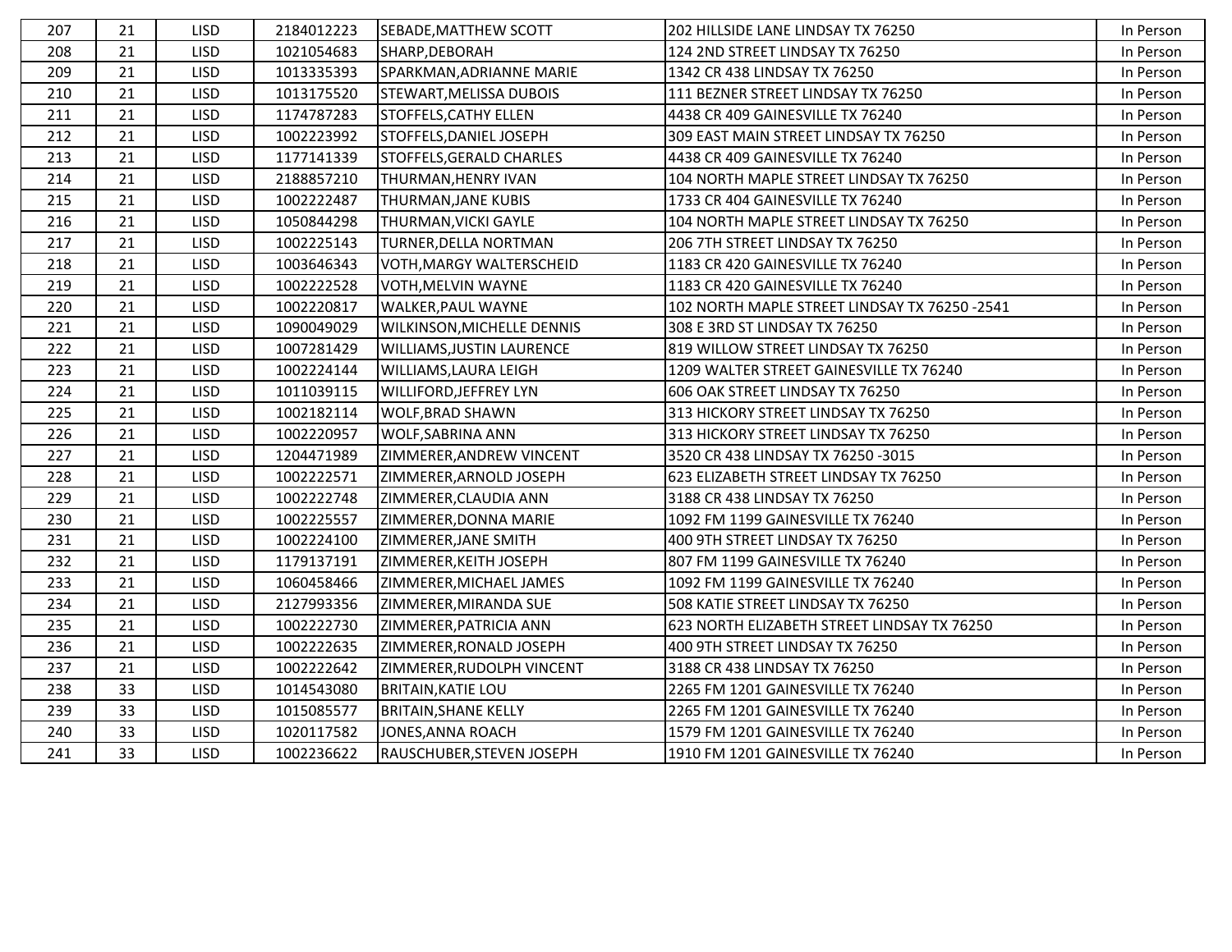| | | | | | | |
|---|---|---|---|---|---|---|
| 207 | 21 | LISD | 2184012223 | SEBADE,MATTHEW SCOTT | 202 HILLSIDE LANE LINDSAY TX 76250 | In Person |
| 208 | 21 | LISD | 1021054683 | SHARP,DEBORAH | 124 2ND STREET LINDSAY TX 76250 | In Person |
| 209 | 21 | LISD | 1013335393 | SPARKMAN,ADRIANNE MARIE | 1342 CR 438 LINDSAY TX 76250 | In Person |
| 210 | 21 | LISD | 1013175520 | STEWART,MELISSA DUBOIS | 111 BEZNER STREET LINDSAY TX 76250 | In Person |
| 211 | 21 | LISD | 1174787283 | STOFFELS,CATHY ELLEN | 4438 CR 409 GAINESVILLE TX 76240 | In Person |
| 212 | 21 | LISD | 1002223992 | STOFFELS,DANIEL JOSEPH | 309 EAST MAIN STREET LINDSAY TX 76250 | In Person |
| 213 | 21 | LISD | 1177141339 | STOFFELS,GERALD CHARLES | 4438 CR 409 GAINESVILLE TX 76240 | In Person |
| 214 | 21 | LISD | 2188857210 | THURMAN,HENRY IVAN | 104 NORTH MAPLE STREET LINDSAY TX 76250 | In Person |
| 215 | 21 | LISD | 1002222487 | THURMAN,JANE KUBIS | 1733 CR 404 GAINESVILLE TX 76240 | In Person |
| 216 | 21 | LISD | 1050844298 | THURMAN,VICKI GAYLE | 104 NORTH MAPLE STREET LINDSAY TX 76250 | In Person |
| 217 | 21 | LISD | 1002225143 | TURNER,DELLA NORTMAN | 206 7TH STREET LINDSAY TX 76250 | In Person |
| 218 | 21 | LISD | 1003646343 | VOTH,MARGY WALTERSCHEID | 1183 CR 420 GAINESVILLE TX 76240 | In Person |
| 219 | 21 | LISD | 1002222528 | VOTH,MELVIN WAYNE | 1183 CR 420 GAINESVILLE TX 76240 | In Person |
| 220 | 21 | LISD | 1002220817 | WALKER,PAUL WAYNE | 102 NORTH MAPLE STREET LINDSAY TX 76250 -2541 | In Person |
| 221 | 21 | LISD | 1090049029 | WILKINSON,MICHELLE DENNIS | 308 E 3RD ST LINDSAY TX 76250 | In Person |
| 222 | 21 | LISD | 1007281429 | WILLIAMS,JUSTIN LAURENCE | 819 WILLOW STREET LINDSAY TX 76250 | In Person |
| 223 | 21 | LISD | 1002224144 | WILLIAMS,LAURA LEIGH | 1209 WALTER STREET GAINESVILLE TX 76240 | In Person |
| 224 | 21 | LISD | 1011039115 | WILLIFORD,JEFFREY LYN | 606 OAK STREET LINDSAY TX 76250 | In Person |
| 225 | 21 | LISD | 1002182114 | WOLF,BRAD SHAWN | 313 HICKORY STREET LINDSAY TX 76250 | In Person |
| 226 | 21 | LISD | 1002220957 | WOLF,SABRINA ANN | 313 HICKORY STREET LINDSAY TX 76250 | In Person |
| 227 | 21 | LISD | 1204471989 | ZIMMERER,ANDREW VINCENT | 3520 CR 438 LINDSAY TX 76250 -3015 | In Person |
| 228 | 21 | LISD | 1002222571 | ZIMMERER,ARNOLD JOSEPH | 623 ELIZABETH STREET LINDSAY TX 76250 | In Person |
| 229 | 21 | LISD | 1002222748 | ZIMMERER,CLAUDIA ANN | 3188 CR 438 LINDSAY TX 76250 | In Person |
| 230 | 21 | LISD | 1002225557 | ZIMMERER,DONNA MARIE | 1092 FM 1199 GAINESVILLE TX 76240 | In Person |
| 231 | 21 | LISD | 1002224100 | ZIMMERER,JANE SMITH | 400 9TH STREET LINDSAY TX 76250 | In Person |
| 232 | 21 | LISD | 1179137191 | ZIMMERER,KEITH JOSEPH | 807 FM 1199 GAINESVILLE TX 76240 | In Person |
| 233 | 21 | LISD | 1060458466 | ZIMMERER,MICHAEL JAMES | 1092 FM 1199 GAINESVILLE TX 76240 | In Person |
| 234 | 21 | LISD | 2127993356 | ZIMMERER,MIRANDA SUE | 508 KATIE STREET LINDSAY TX 76250 | In Person |
| 235 | 21 | LISD | 1002222730 | ZIMMERER,PATRICIA ANN | 623 NORTH ELIZABETH STREET LINDSAY TX 76250 | In Person |
| 236 | 21 | LISD | 1002222635 | ZIMMERER,RONALD JOSEPH | 400 9TH STREET LINDSAY TX 76250 | In Person |
| 237 | 21 | LISD | 1002222642 | ZIMMERER,RUDOLPH VINCENT | 3188 CR 438 LINDSAY TX 76250 | In Person |
| 238 | 33 | LISD | 1014543080 | BRITAIN,KATIE LOU | 2265 FM 1201 GAINESVILLE TX 76240 | In Person |
| 239 | 33 | LISD | 1015085577 | BRITAIN,SHANE KELLY | 2265 FM 1201 GAINESVILLE TX 76240 | In Person |
| 240 | 33 | LISD | 1020117582 | JONES,ANNA ROACH | 1579 FM 1201 GAINESVILLE TX 76240 | In Person |
| 241 | 33 | LISD | 1002236622 | RAUSCHUBER,STEVEN JOSEPH | 1910 FM 1201 GAINESVILLE TX 76240 | In Person |